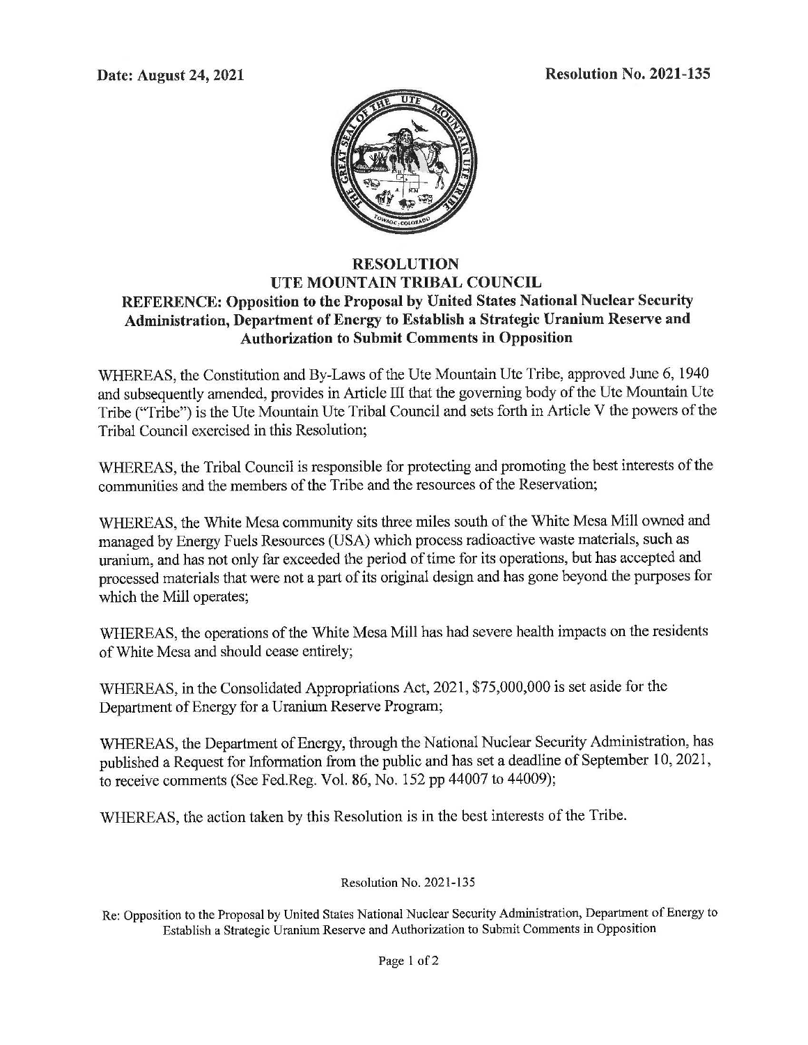**Date: August 24, 2021** **Resolution No. 2021-135**

# RESOLUTION
## UTE MOUNTAIN TRIBAL COUNCIL
### REFERENCE: Opposition to the Proposal by United States National Nuclear Security Administration, Department of Energy to Establish a Strategic Uranium Reserve and Authorization to Submit Comments in Opposition

WHEREAS, the Constitution and By-Laws of the Ute Mountain Ute Tribe, approved June 6, 1940 and subsequently amended, provides in Article III that the governing body of the Ute Mountain Ute Tribe ("Tribe") is the Ute Mountain Ute Tribal Council and sets forth in Article V the powers of the Tribal Council exercised in this Resolution;

WHEREAS, the Tribal Council is responsible for protecting and promoting the best interests of the communities and the members of the Tribe and the resources of the Reservation;

WHEREAS, the White Mesa community sits three miles south of the White Mesa Mill owned and managed by Energy Fuels Resources (USA) which process radioactive waste materials, such as uranium, and has not only far exceeded the period of time for its operations, but has accepted and processed materials that were not a part of its original design and has gone beyond the purposes for which the Mill operates;

WHEREAS, the operations of the White Mesa Mill has had severe health impacts on the residents of White Mesa and should cease entirely;

WHEREAS, in the Consolidated Appropriations Act, 2021, $75,000,000 is set aside for the Department of Energy for a Uranium Reserve Program;

WHEREAS, the Department of Energy, through the National Nuclear Security Administration, has published a Request for Information from the public and has set a deadline of September 10, 2021, to receive comments (See Fed.Reg. Vol. 86, No. 152 pp 44007 to 44009);

WHEREAS, the action taken by this Resolution is in the best interests of the Tribe.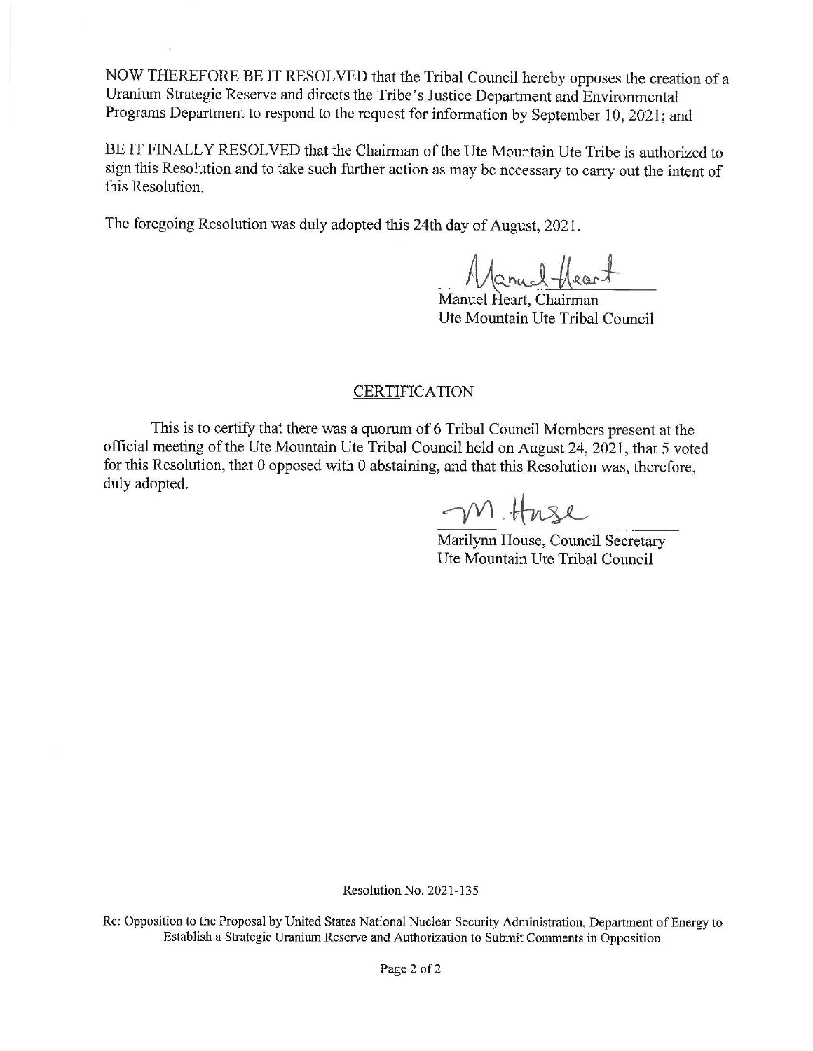NOW THEREFORE BE IT RESOLVED that the Tribal Council hereby opposes the creation of a Uranium Strategic Reserve and directs the Tribe's Justice Department and Environmental Programs Department to respond to the request for information by September 10, 2021; and

BE IT FINALLY RESOLVED that the Chairman of the Ute Mountain Ute Tribe is authorized to sign this Resolution and to take such further action as may be necessary to carry out the intent of this Resolution.

The foregoing Resolution was duly adopted this 24th day of August, 2021.

Manuel Heart

Manuel Heart, Chairman
Ute Mountain Ute Tribal Council

## CERTIFICATION

This is to certify that there was a quorum of 6 Tribal Council Members present at the official meeting of the Ute Mountain Ute Tribal Council held on August 24, 2021, that 5 voted for this Resolution, that 0 opposed with 0 abstaining, and that this Resolution was, therefore, duly adopted.

M. House

Marilynn House, Council Secretary
Ute Mountain Ute Tribal Council

Resolution No. 2021-135

Re: Opposition to the Proposal by United States National Nuclear Security Administration, Department of Energy to Establish a Strategic Uranium Reserve and Authorization to Submit Comments in Opposition